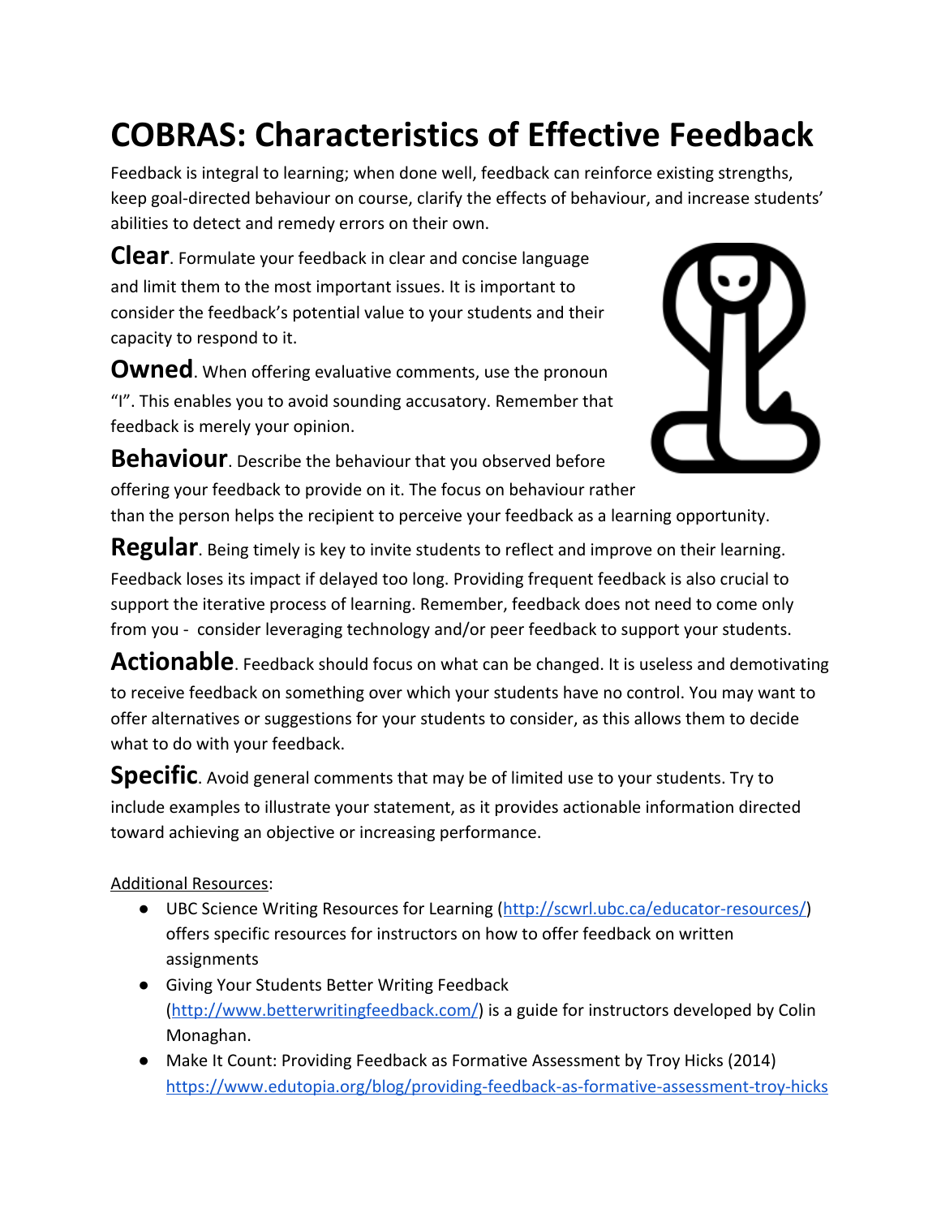# COBRAS: Characteristics of Effective Feedback

Feedback is integral to learning; when done well, feedback can reinforce existing strengths, keep goal-directed behaviour on course, clarify the effects of behaviour, and increase students' abilities to detect and remedy errors on their own.

**Clear**. Formulate your feedback in clear and concise language and limit them to the most important issues. It is important to consider the feedback's potential value to your students and their capacity to respond to it.

**Owned**. When offering evaluative comments, use the pronoun "I". This enables you to avoid sounding accusatory. Remember that feedback is merely your opinion.

**Behaviour**. Describe the behaviour that you observed before offering your feedback to provide on it. The focus on behaviour rather than the person helps the recipient to perceive your feedback as a learning opportunity.

**Regular**. Being timely is key to invite students to reflect and improve on their learning. Feedback loses its impact if delayed too long. Providing frequent feedback is also crucial to support the iterative process of learning. Remember, feedback does not need to come only from you - consider leveraging technology and/or peer feedback to support your students.

**Actionable**. Feedback should focus on what can be changed. It is useless and demotivating to receive feedback on something over which your students have no control. You may want to offer alternatives or suggestions for your students to consider, as this allows them to decide what to do with your feedback.

**Specific**. Avoid general comments that may be of limited use to your students. Try to include examples to illustrate your statement, as it provides actionable information directed toward achieving an objective or increasing performance.

Additional Resources:

- UBC Science Writing Resources for Learning (http://scwrl.ubc.ca/educator-resources/) offers specific resources for instructors on how to offer feedback on written assignments
- Giving Your Students Better Writing Feedback (http://www.betterwritingfeedback.com/) is a guide for instructors developed by Colin Monaghan.
- Make It Count: Providing Feedback as Formative Assessment by Troy Hicks (2014) https://www.edutopia.org/blog/providing-feedback-as-formative-assessment-troy-hicks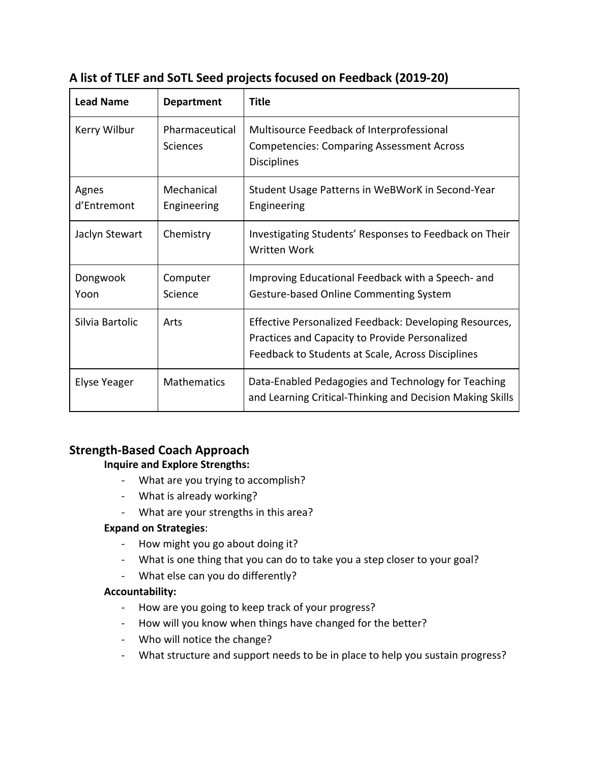## A list of TLEF and SoTL Seed projects focused on Feedback (2019-20)

| Lead Name | Department | Title |
|---|---|---|
| Kerry Wilbur | Pharmaceutical Sciences | Multisource Feedback of Interprofessional Competencies: Comparing Assessment Across Disciplines |
| Agnes d'Entremont | Mechanical Engineering | Student Usage Patterns in WeBWorK in Second-Year Engineering |
| Jaclyn Stewart | Chemistry | Investigating Students' Responses to Feedback on Their Written Work |
| Dongwook Yoon | Computer Science | Improving Educational Feedback with a Speech- and Gesture-based Online Commenting System |
| Silvia Bartolic | Arts | Effective Personalized Feedback: Developing Resources, Practices and Capacity to Provide Personalized Feedback to Students at Scale, Across Disciplines |
| Elyse Yeager | Mathematics | Data-Enabled Pedagogies and Technology for Teaching and Learning Critical-Thinking and Decision Making Skills |

## Strength-Based Coach Approach

**Inquire and Explore Strengths:**

- What are you trying to accomplish?
- What is already working?
- What are your strengths in this area?

**Expand on Strategies**:

- How might you go about doing it?
- What is one thing that you can do to take you a step closer to your goal?
- What else can you do differently?

**Accountability:**

- How are you going to keep track of your progress?
- How will you know when things have changed for the better?
- Who will notice the change?
- What structure and support needs to be in place to help you sustain progress?